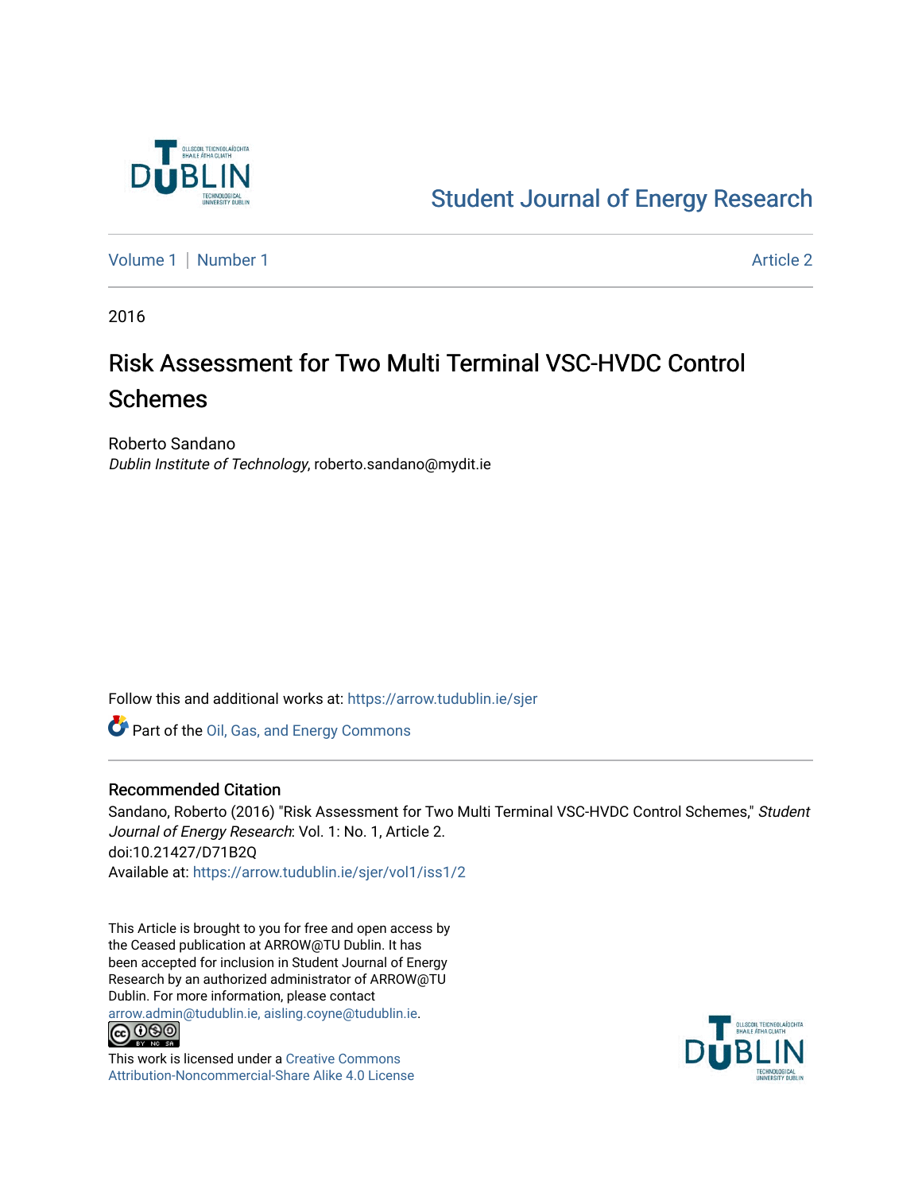Student Journal of Energy Research

Volume 1 | Number 1 — Article 2

2016

# Risk Assessment for Two Multi Terminal VSC-HVDC Control Schemes

Roberto Sandano
*Dublin Institute of Technology*, roberto.sandano@mydit.ie

Follow this and additional works at: https://arrow.tudublin.ie/sjer

Part of the Oil, Gas, and Energy Commons

## Recommended Citation

Sandano, Roberto (2016) "Risk Assessment for Two Multi Terminal VSC-HVDC Control Schemes," *Student Journal of Energy Research*: Vol. 1: No. 1, Article 2.
doi:10.21427/D71B2Q
Available at: https://arrow.tudublin.ie/sjer/vol1/iss1/2

This Article is brought to you for free and open access by the Ceased publication at ARROW@TU Dublin. It has been accepted for inclusion in Student Journal of Energy Research by an authorized administrator of ARROW@TU Dublin. For more information, please contact arrow.admin@tudublin.ie, aisling.coyne@tudublin.ie.

This work is licensed under a Creative Commons Attribution-Noncommercial-Share Alike 4.0 License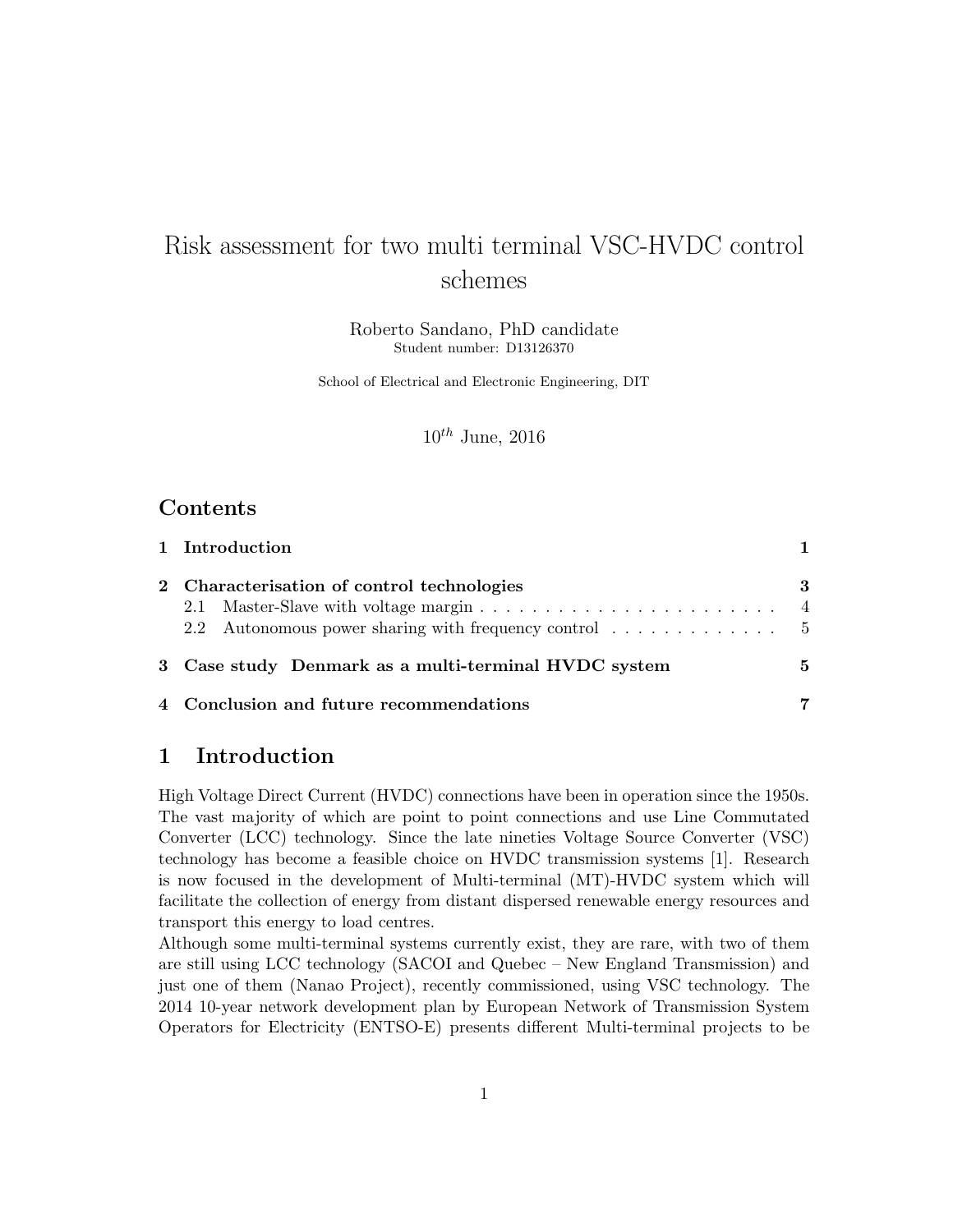# Risk assessment for two multi terminal VSC-HVDC control schemes

Roberto Sandano, PhD candidate
Student number: D13126370

School of Electrical and Electronic Engineering, DIT

$10^{th}$ June, 2016

## Contents

| | | |
|---|---|---|
| **1** | **Introduction** | **1** |
| **2** | **Characterisation of control technologies** | **3** |
| 2.1 | Master-Slave with voltage margin | 4 |
| 2.2 | Autonomous power sharing with frequency control | 5 |
| **3** | **Case study Denmark as a multi-terminal HVDC system** | **5** |
| **4** | **Conclusion and future recommendations** | **7** |

## 1 Introduction

High Voltage Direct Current (HVDC) connections have been in operation since the 1950s. The vast majority of which are point to point connections and use Line Commutated Converter (LCC) technology. Since the late nineties Voltage Source Converter (VSC) technology has become a feasible choice on HVDC transmission systems [1]. Research is now focused in the development of Multi-terminal (MT)-HVDC system which will facilitate the collection of energy from distant dispersed renewable energy resources and transport this energy to load centres.

Although some multi-terminal systems currently exist, they are rare, with two of them are still using LCC technology (SACOI and Quebec – New England Transmission) and just one of them (Nanao Project), recently commissioned, using VSC technology. The 2014 10-year network development plan by European Network of Transmission System Operators for Electricity (ENTSO-E) presents different Multi-terminal projects to be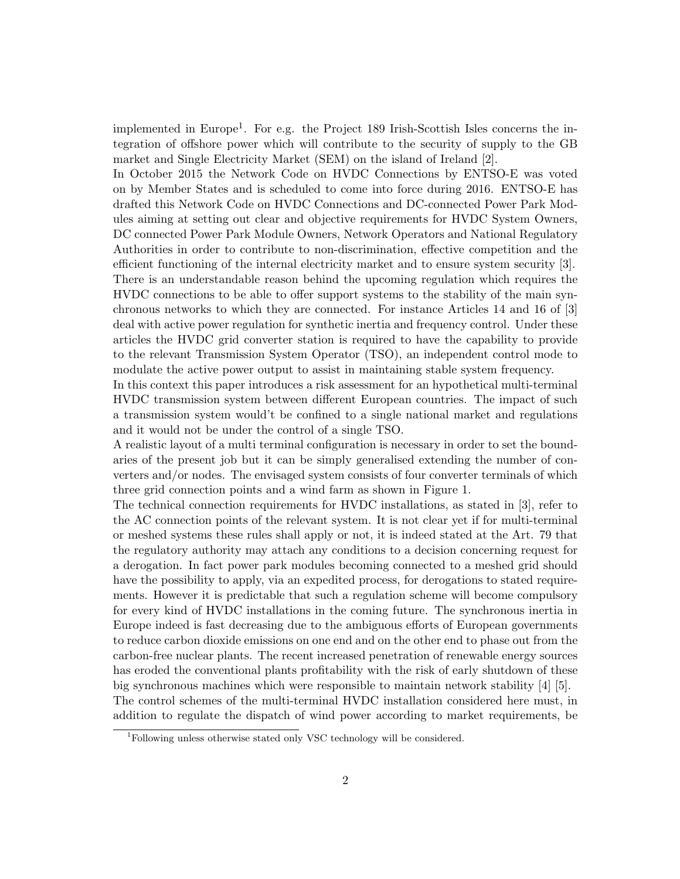implemented in Europe[1]. For e.g. the Project 189 Irish-Scottish Isles concerns the integration of offshore power which will contribute to the security of supply to the GB market and Single Electricity Market (SEM) on the island of Ireland [2].

In October 2015 the Network Code on HVDC Connections by ENTSO-E was voted on by Member States and is scheduled to come into force during 2016. ENTSO-E has drafted this Network Code on HVDC Connections and DC-connected Power Park Modules aiming at setting out clear and objective requirements for HVDC System Owners, DC connected Power Park Module Owners, Network Operators and National Regulatory Authorities in order to contribute to non-discrimination, effective competition and the efficient functioning of the internal electricity market and to ensure system security [3].

There is an understandable reason behind the upcoming regulation which requires the HVDC connections to be able to offer support systems to the stability of the main synchronous networks to which they are connected. For instance Articles 14 and 16 of [3] deal with active power regulation for synthetic inertia and frequency control. Under these articles the HVDC grid converter station is required to have the capability to provide to the relevant Transmission System Operator (TSO), an independent control mode to modulate the active power output to assist in maintaining stable system frequency.

In this context this paper introduces a risk assessment for an hypothetical multi-terminal HVDC transmission system between different European countries. The impact of such a transmission system would't be confined to a single national market and regulations and it would not be under the control of a single TSO.

A realistic layout of a multi terminal configuration is necessary in order to set the boundaries of the present job but it can be simply generalised extending the number of converters and/or nodes. The envisaged system consists of four converter terminals of which three grid connection points and a wind farm as shown in Figure 1.

The technical connection requirements for HVDC installations, as stated in [3], refer to the AC connection points of the relevant system. It is not clear yet if for multi-terminal or meshed systems these rules shall apply or not, it is indeed stated at the Art. 79 that the regulatory authority may attach any conditions to a decision concerning request for a derogation. In fact power park modules becoming connected to a meshed grid should have the possibility to apply, via an expedited process, for derogations to stated requirements. However it is predictable that such a regulation scheme will become compulsory for every kind of HVDC installations in the coming future. The synchronous inertia in Europe indeed is fast decreasing due to the ambiguous efforts of European governments to reduce carbon dioxide emissions on one end and on the other end to phase out from the carbon-free nuclear plants. The recent increased penetration of renewable energy sources has eroded the conventional plants profitability with the risk of early shutdown of these big synchronous machines which were responsible to maintain network stability [4] [5].

The control schemes of the multi-terminal HVDC installation considered here must, in addition to regulate the dispatch of wind power according to market requirements, be

[1] Following unless otherwise stated only VSC technology will be considered.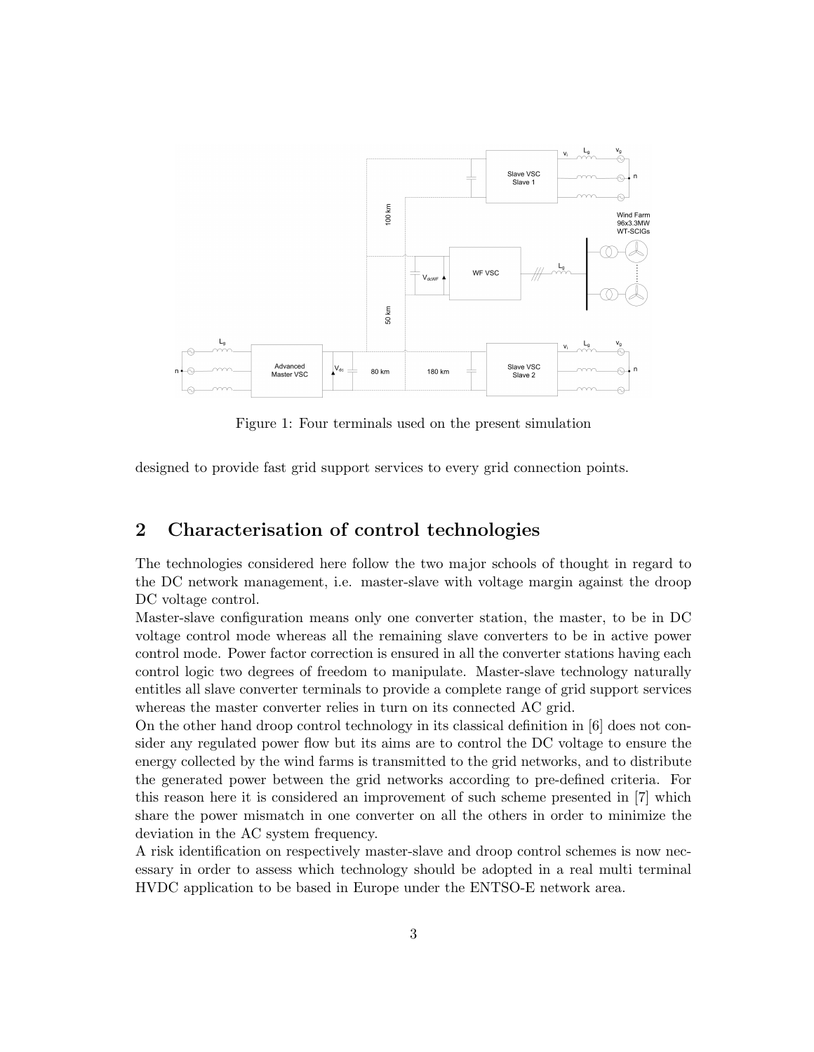Figure 1: Four terminals used on the present simulation

designed to provide fast grid support services to every grid connection points.

## 2 Characterisation of control technologies

The technologies considered here follow the two major schools of thought in regard to the DC network management, i.e. master-slave with voltage margin against the droop DC voltage control.

Master-slave configuration means only one converter station, the master, to be in DC voltage control mode whereas all the remaining slave converters to be in active power control mode. Power factor correction is ensured in all the converter stations having each control logic two degrees of freedom to manipulate. Master-slave technology naturally entitles all slave converter terminals to provide a complete range of grid support services whereas the master converter relies in turn on its connected AC grid.

On the other hand droop control technology in its classical definition in [6] does not consider any regulated power flow but its aims are to control the DC voltage to ensure the energy collected by the wind farms is transmitted to the grid networks, and to distribute the generated power between the grid networks according to pre-defined criteria. For this reason here it is considered an improvement of such scheme presented in [7] which share the power mismatch in one converter on all the others in order to minimize the deviation in the AC system frequency.

A risk identification on respectively master-slave and droop control schemes is now necessary in order to assess which technology should be adopted in a real multi terminal HVDC application to be based in Europe under the ENTSO-E network area.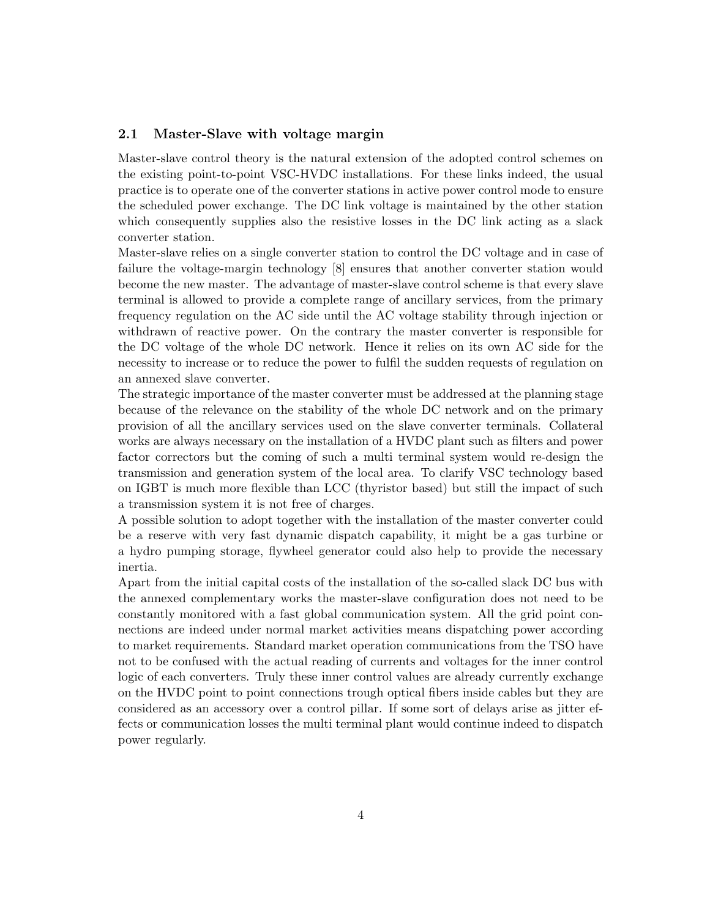### 2.1 Master-Slave with voltage margin

Master-slave control theory is the natural extension of the adopted control schemes on the existing point-to-point VSC-HVDC installations. For these links indeed, the usual practice is to operate one of the converter stations in active power control mode to ensure the scheduled power exchange. The DC link voltage is maintained by the other station which consequently supplies also the resistive losses in the DC link acting as a slack converter station.

Master-slave relies on a single converter station to control the DC voltage and in case of failure the voltage-margin technology [8] ensures that another converter station would become the new master. The advantage of master-slave control scheme is that every slave terminal is allowed to provide a complete range of ancillary services, from the primary frequency regulation on the AC side until the AC voltage stability through injection or withdrawn of reactive power. On the contrary the master converter is responsible for the DC voltage of the whole DC network. Hence it relies on its own AC side for the necessity to increase or to reduce the power to fulfil the sudden requests of regulation on an annexed slave converter.

The strategic importance of the master converter must be addressed at the planning stage because of the relevance on the stability of the whole DC network and on the primary provision of all the ancillary services used on the slave converter terminals. Collateral works are always necessary on the installation of a HVDC plant such as filters and power factor correctors but the coming of such a multi terminal system would re-design the transmission and generation system of the local area. To clarify VSC technology based on IGBT is much more flexible than LCC (thyristor based) but still the impact of such a transmission system it is not free of charges.

A possible solution to adopt together with the installation of the master converter could be a reserve with very fast dynamic dispatch capability, it might be a gas turbine or a hydro pumping storage, flywheel generator could also help to provide the necessary inertia.

Apart from the initial capital costs of the installation of the so-called slack DC bus with the annexed complementary works the master-slave configuration does not need to be constantly monitored with a fast global communication system. All the grid point connections are indeed under normal market activities means dispatching power according to market requirements. Standard market operation communications from the TSO have not to be confused with the actual reading of currents and voltages for the inner control logic of each converters. Truly these inner control values are already currently exchange on the HVDC point to point connections trough optical fibers inside cables but they are considered as an accessory over a control pillar. If some sort of delays arise as jitter effects or communication losses the multi terminal plant would continue indeed to dispatch power regularly.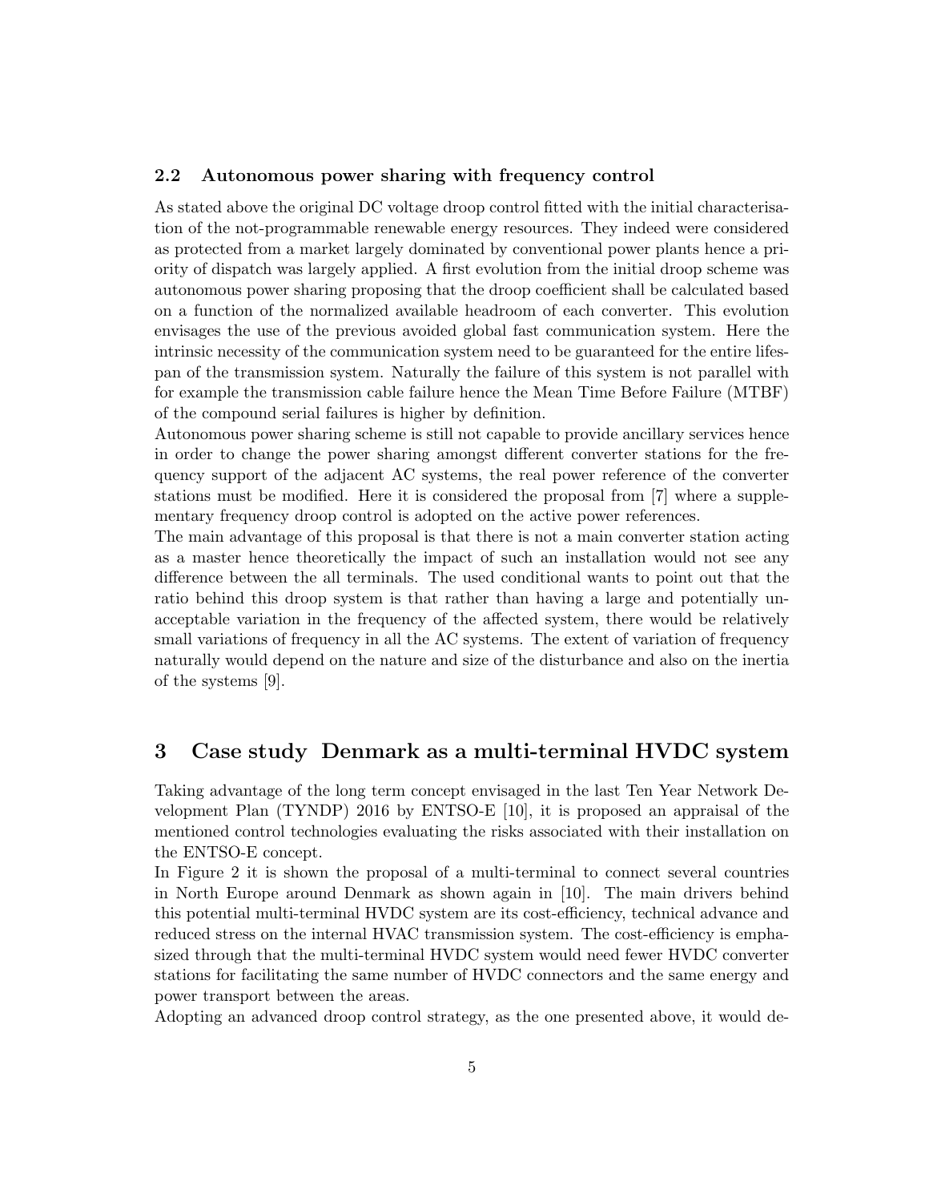### 2.2 Autonomous power sharing with frequency control

As stated above the original DC voltage droop control fitted with the initial characterisation of the not-programmable renewable energy resources. They indeed were considered as protected from a market largely dominated by conventional power plants hence a priority of dispatch was largely applied. A first evolution from the initial droop scheme was autonomous power sharing proposing that the droop coefficient shall be calculated based on a function of the normalized available headroom of each converter. This evolution envisages the use of the previous avoided global fast communication system. Here the intrinsic necessity of the communication system need to be guaranteed for the entire lifespan of the transmission system. Naturally the failure of this system is not parallel with for example the transmission cable failure hence the Mean Time Before Failure (MTBF) of the compound serial failures is higher by definition.

Autonomous power sharing scheme is still not capable to provide ancillary services hence in order to change the power sharing amongst different converter stations for the frequency support of the adjacent AC systems, the real power reference of the converter stations must be modified. Here it is considered the proposal from [7] where a supplementary frequency droop control is adopted on the active power references.

The main advantage of this proposal is that there is not a main converter station acting as a master hence theoretically the impact of such an installation would not see any difference between the all terminals. The used conditional wants to point out that the ratio behind this droop system is that rather than having a large and potentially unacceptable variation in the frequency of the affected system, there would be relatively small variations of frequency in all the AC systems. The extent of variation of frequency naturally would depend on the nature and size of the disturbance and also on the inertia of the systems [9].

## 3 Case study Denmark as a multi-terminal HVDC system

Taking advantage of the long term concept envisaged in the last Ten Year Network Development Plan (TYNDP) 2016 by ENTSO-E [10], it is proposed an appraisal of the mentioned control technologies evaluating the risks associated with their installation on the ENTSO-E concept.

In Figure 2 it is shown the proposal of a multi-terminal to connect several countries in North Europe around Denmark as shown again in [10]. The main drivers behind this potential multi-terminal HVDC system are its cost-efficiency, technical advance and reduced stress on the internal HVAC transmission system. The cost-efficiency is emphasized through that the multi-terminal HVDC system would need fewer HVDC converter stations for facilitating the same number of HVDC connectors and the same energy and power transport between the areas.

Adopting an advanced droop control strategy, as the one presented above, it would de-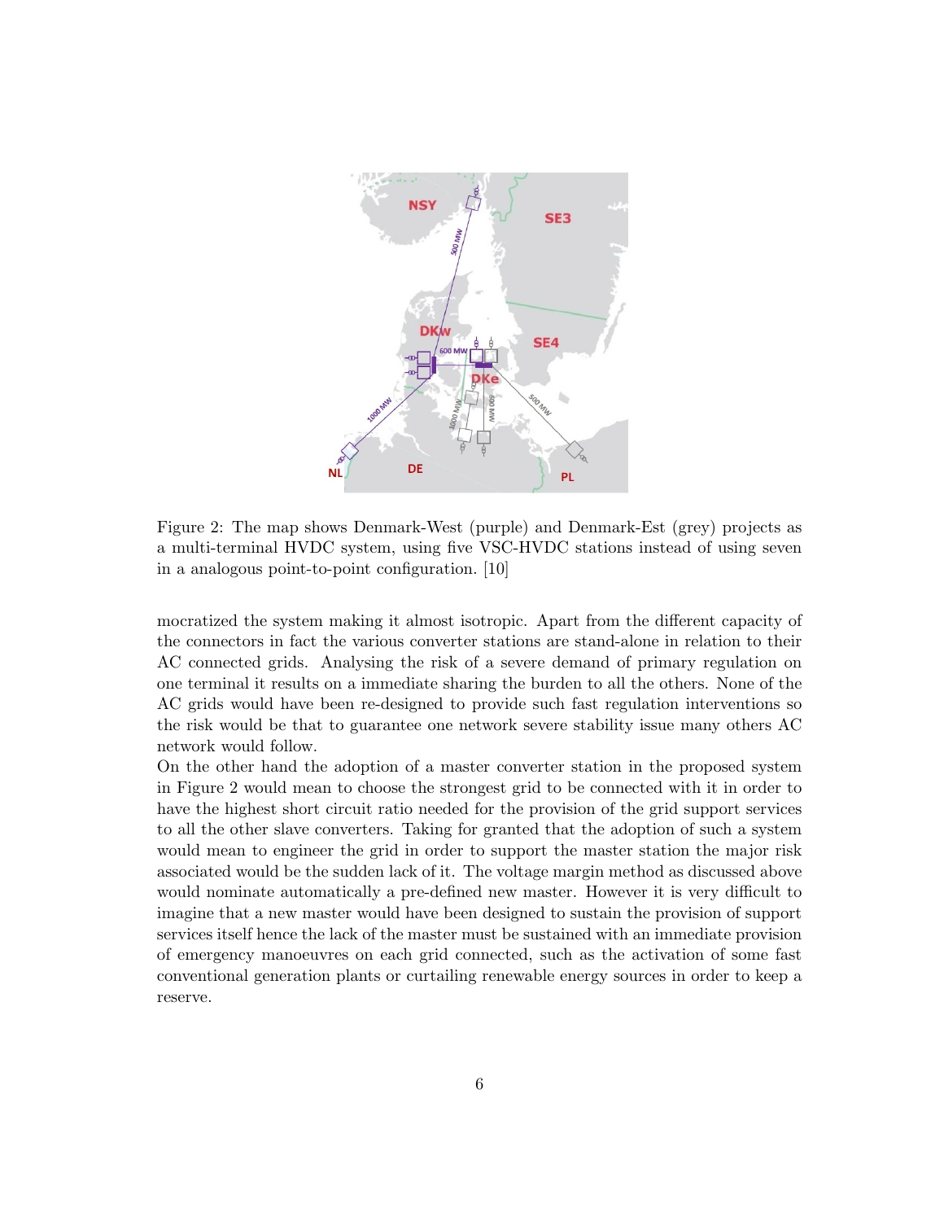Figure 2: The map shows Denmark-West (purple) and Denmark-Est (grey) projects as a multi-terminal HVDC system, using five VSC-HVDC stations instead of using seven in a analogous point-to-point configuration. [10]

mocratized the system making it almost isotropic. Apart from the different capacity of the connectors in fact the various converter stations are stand-alone in relation to their AC connected grids. Analysing the risk of a severe demand of primary regulation on one terminal it results on a immediate sharing the burden to all the others. None of the AC grids would have been re-designed to provide such fast regulation interventions so the risk would be that to guarantee one network severe stability issue many others AC network would follow.

On the other hand the adoption of a master converter station in the proposed system in Figure 2 would mean to choose the strongest grid to be connected with it in order to have the highest short circuit ratio needed for the provision of the grid support services to all the other slave converters. Taking for granted that the adoption of such a system would mean to engineer the grid in order to support the master station the major risk associated would be the sudden lack of it. The voltage margin method as discussed above would nominate automatically a pre-defined new master. However it is very difficult to imagine that a new master would have been designed to sustain the provision of support services itself hence the lack of the master must be sustained with an immediate provision of emergency manoeuvres on each grid connected, such as the activation of some fast conventional generation plants or curtailing renewable energy sources in order to keep a reserve.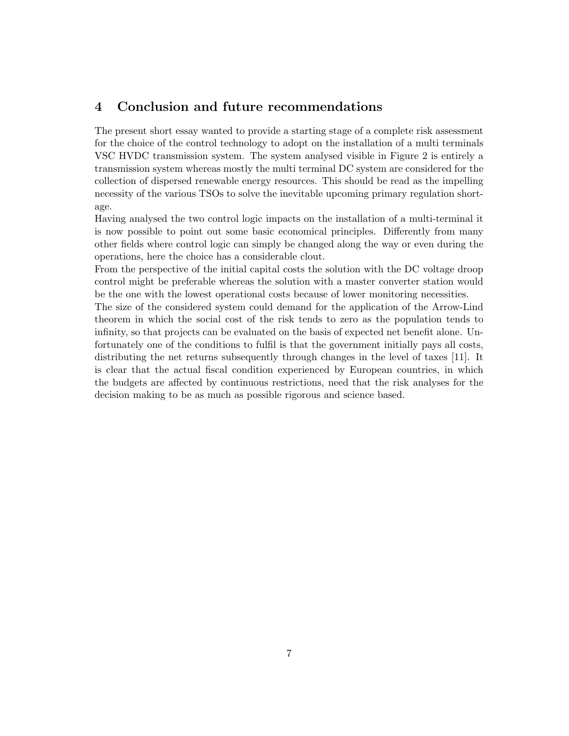## 4 Conclusion and future recommendations

The present short essay wanted to provide a starting stage of a complete risk assessment for the choice of the control technology to adopt on the installation of a multi terminals VSC HVDC transmission system. The system analysed visible in Figure 2 is entirely a transmission system whereas mostly the multi terminal DC system are considered for the collection of dispersed renewable energy resources. This should be read as the impelling necessity of the various TSOs to solve the inevitable upcoming primary regulation shortage.

Having analysed the two control logic impacts on the installation of a multi-terminal it is now possible to point out some basic economical principles. Differently from many other fields where control logic can simply be changed along the way or even during the operations, here the choice has a considerable clout.

From the perspective of the initial capital costs the solution with the DC voltage droop control might be preferable whereas the solution with a master converter station would be the one with the lowest operational costs because of lower monitoring necessities.

The size of the considered system could demand for the application of the Arrow-Lind theorem in which the social cost of the risk tends to zero as the population tends to infinity, so that projects can be evaluated on the basis of expected net benefit alone. Unfortunately one of the conditions to fulfil is that the government initially pays all costs, distributing the net returns subsequently through changes in the level of taxes [11]. It is clear that the actual fiscal condition experienced by European countries, in which the budgets are affected by continuous restrictions, need that the risk analyses for the decision making to be as much as possible rigorous and science based.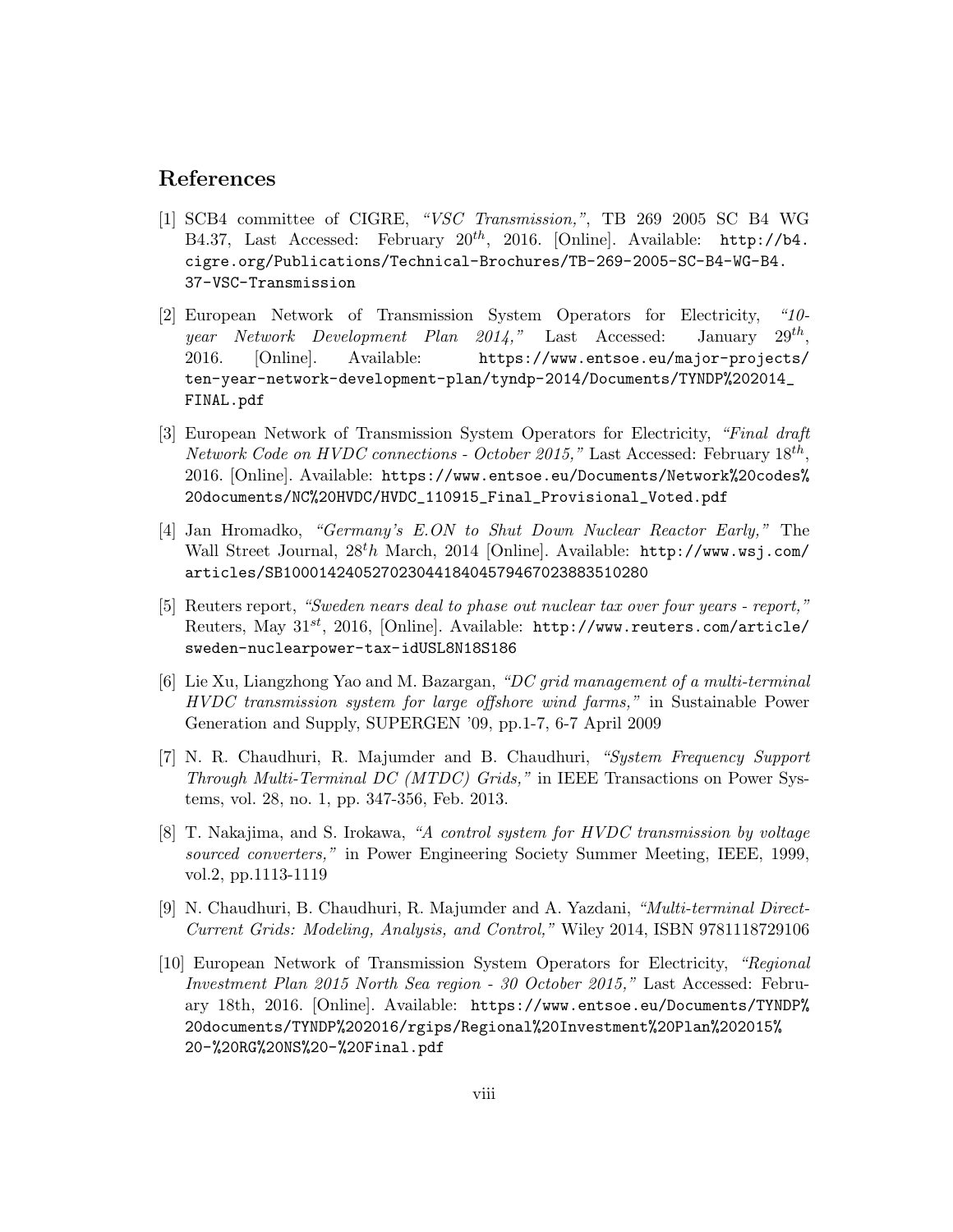## References

[1] SCB4 committee of CIGRE, *"VSC Transmission,"*, TB 269 2005 SC B4 WG B4.37, Last Accessed: February $20^{th}$, 2016. [Online]. Available: `http://b4.cigre.org/Publications/Technical-Brochures/TB-269-2005-SC-B4-WG-B4.37-VSC-Transmission`

[2] European Network of Transmission System Operators for Electricity, *"10-year Network Development Plan 2014,"* Last Accessed: January $29^{th}$, 2016. [Online]. Available: `https://www.entsoe.eu/major-projects/ten-year-network-development-plan/tyndp-2014/Documents/TYNDP%202014_FINAL.pdf`

[3] European Network of Transmission System Operators for Electricity, *"Final draft Network Code on HVDC connections - October 2015,"* Last Accessed: February $18^{th}$, 2016. [Online]. Available: `https://www.entsoe.eu/Documents/Network%20codes%20documents/NC%20HVDC/HVDC_110915_Final_Provisional_Voted.pdf`

[4] Jan Hromadko, *"Germany's E.ON to Shut Down Nuclear Reactor Early,"* The Wall Street Journal, $28^th$ March, 2014 [Online]. Available: `http://www.wsj.com/articles/SB10001424052702304418404579467023883510280`

[5] Reuters report, *"Sweden nears deal to phase out nuclear tax over four years - report,"* Reuters, May $31^{st}$, 2016, [Online]. Available: `http://www.reuters.com/article/sweden-nuclearpower-tax-idUSL8N18S186`

[6] Lie Xu, Liangzhong Yao and M. Bazargan, *"DC grid management of a multi-terminal HVDC transmission system for large offshore wind farms,"* in Sustainable Power Generation and Supply, SUPERGEN '09, pp.1-7, 6-7 April 2009

[7] N. R. Chaudhuri, R. Majumder and B. Chaudhuri, *"System Frequency Support Through Multi-Terminal DC (MTDC) Grids,"* in IEEE Transactions on Power Systems, vol. 28, no. 1, pp. 347-356, Feb. 2013.

[8] T. Nakajima, and S. Irokawa, *"A control system for HVDC transmission by voltage sourced converters,"* in Power Engineering Society Summer Meeting, IEEE, 1999, vol.2, pp.1113-1119

[9] N. Chaudhuri, B. Chaudhuri, R. Majumder and A. Yazdani, *"Multi-terminal Direct-Current Grids: Modeling, Analysis, and Control,"* Wiley 2014, ISBN 9781118729106

[10] European Network of Transmission System Operators for Electricity, *"Regional Investment Plan 2015 North Sea region - 30 October 2015,"* Last Accessed: February 18th, 2016. [Online]. Available: `https://www.entsoe.eu/Documents/TYNDP%20documents/TYNDP%202016/rgips/Regional%20Investment%20Plan%202015%20-%20RG%20NS%20-%20Final.pdf`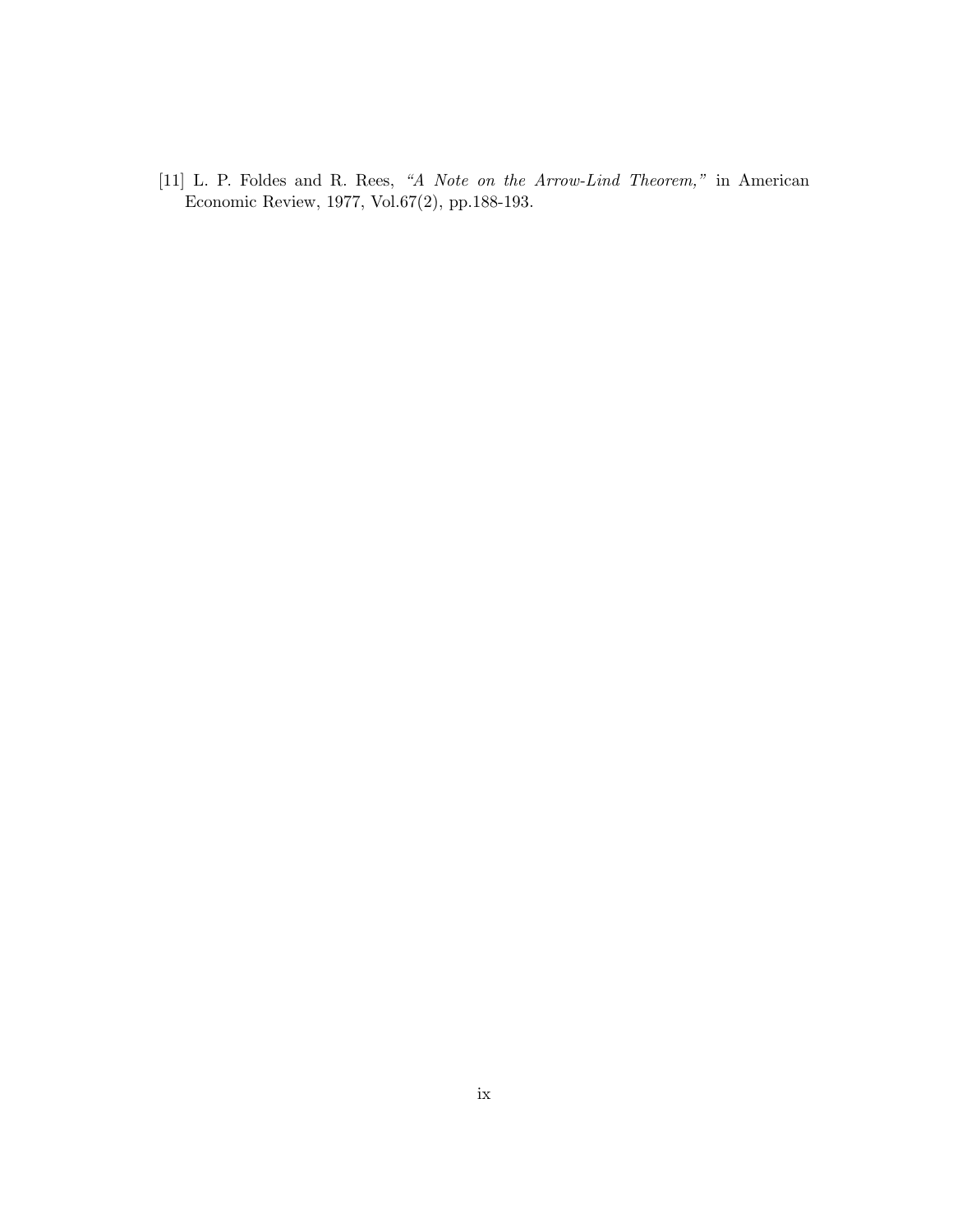[11] L. P. Foldes and R. Rees, *"A Note on the Arrow-Lind Theorem,"* in American Economic Review, 1977, Vol.67(2), pp.188-193.